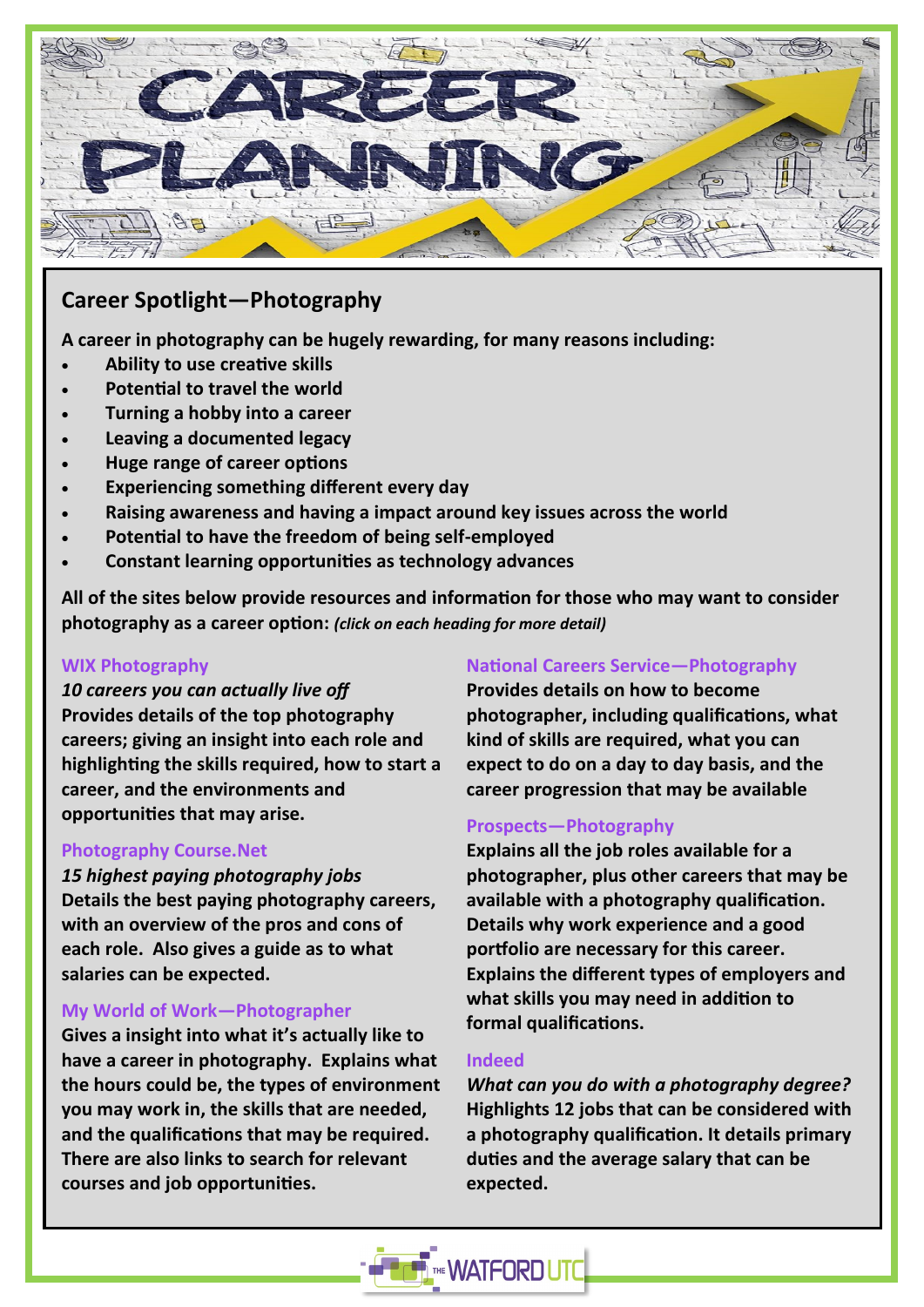# CAREER PLANNING

## Career Spotlight—Photography

**A career in photography can be hugely rewarding, for many reasons including:**

- **Ability to use creative skills**
- **Potential to travel the world**
- **Turning a hobby into a career**
- **Leaving a documented legacy**
- **Huge range of career options**
- **Experiencing something different every day**
- **Raising awareness and having a impact around key issues across the world**
- **Potential to have the freedom of being self-employed**
- **Constant learning opportunities as technology advances**

**All of the sites below provide resources and information for those who may want to consider photography as a career option:** ***(click on each heading for more detail)***

### WIX Photography

***10 careers you can actually live off***

**Provides details of the top photography careers; giving an insight into each role and highlighting the skills required, how to start a career, and the environments and opportunities that may arise.**

### Photography Course.Net

***15 highest paying photography jobs***

**Details the best paying photography careers, with an overview of the pros and cons of each role. Also gives a guide as to what salaries can be expected.**

### My World of Work—Photographer

**Gives a insight into what it's actually like to have a career in photography. Explains what the hours could be, the types of environment you may work in, the skills that are needed, and the qualifications that may be required. There are also links to search for relevant courses and job opportunities.**

### National Careers Service—Photography

**Provides details on how to become photographer, including qualifications, what kind of skills are required, what you can expect to do on a day to day basis, and the career progression that may be available**

### Prospects—Photography

**Explains all the job roles available for a photographer, plus other careers that may be available with a photography qualification. Details why work experience and a good portfolio are necessary for this career. Explains the different types of employers and what skills you may need in addition to formal qualifications.**

### Indeed

***What can you do with a photography degree?***

**Highlights 12 jobs that can be considered with a photography qualification. It details primary duties and the average salary that can be expected.**

THE WATFORD UTC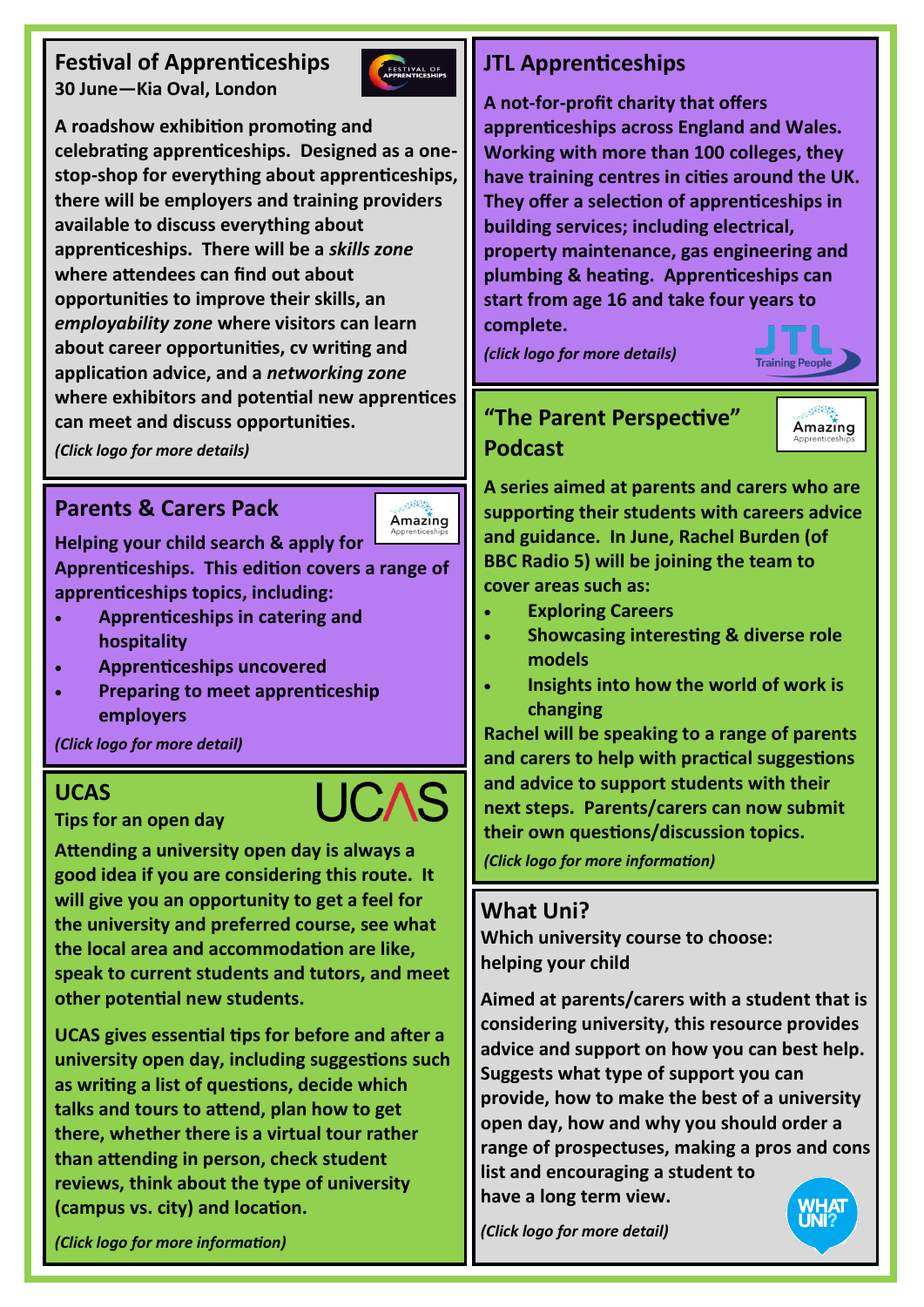## Festival of Apprenticeships

**30 June—Kia Oval, London**

**A roadshow exhibition promoting and celebrating apprenticeships. Designed as a one-stop-shop for everything about apprenticeships, there will be employers and training providers available to discuss everything about apprenticeships. There will be a *skills zone* where attendees can find out about opportunities to improve their skills, an *employability zone* where visitors can learn about career opportunities, cv writing and application advice, and a *networking zone* where exhibitors and potential new apprentices can meet and discuss opportunities.**

***(Click logo for more details)***

## Parents & Carers Pack

**Helping your child search & apply for Apprenticeships. This edition covers a range of apprenticeships topics, including:**

- **Apprenticeships in catering and hospitality**
- **Apprenticeships uncovered**
- **Preparing to meet apprenticeship employers**

***(Click logo for more detail)***

## UCAS

**Tips for an open day**

**Attending a university open day is always a good idea if you are considering this route. It will give you an opportunity to get a feel for the university and preferred course, see what the local area and accommodation are like, speak to current students and tutors, and meet other potential new students.**

**UCAS gives essential tips for before and after a university open day, including suggestions such as writing a list of questions, decide which talks and tours to attend, plan how to get there, whether there is a virtual tour rather than attending in person, check student reviews, think about the type of university (campus vs. city) and location.**

***(Click logo for more information)***

## JTL Apprenticeships

**A not-for-profit charity that offers apprenticeships across England and Wales. Working with more than 100 colleges, they have training centres in cities around the UK. They offer a selection of apprenticeships in building services; including electrical, property maintenance, gas engineering and plumbing & heating. Apprenticeships can start from age 16 and take four years to complete.**

***(click logo for more details)***

## "The Parent Perspective" Podcast

**A series aimed at parents and carers who are supporting their students with careers advice and guidance. In June, Rachel Burden (of BBC Radio 5) will be joining the team to cover areas such as:**

- **Exploring Careers**
- **Showcasing interesting & diverse role models**
- **Insights into how the world of work is changing**

**Rachel will be speaking to a range of parents and carers to help with practical suggestions and advice to support students with their next steps. Parents/carers can now submit their own questions/discussion topics.**

***(Click logo for more information)***

## What Uni?

**Which university course to choose: helping your child**

**Aimed at parents/carers with a student that is considering university, this resource provides advice and support on how you can best help. Suggests what type of support you can provide, how to make the best of a university open day, how and why you should order a range of prospectuses, making a pros and cons list and encouraging a student to have a long term view.**

***(Click logo for more detail)***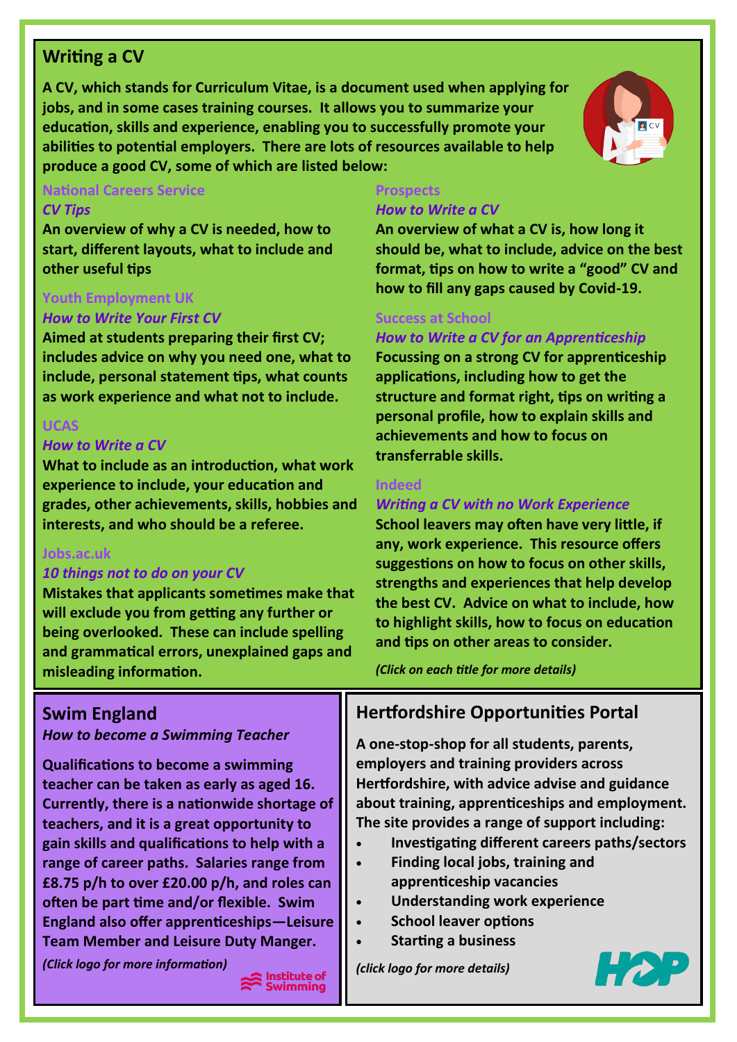## Writing a CV

**A CV, which stands for Curriculum Vitae, is a document used when applying for jobs, and in some cases training courses. It allows you to summarize your education, skills and experience, enabling you to successfully promote your abilities to potential employers. There are lots of resources available to help produce a good CV, some of which are listed below:**

### National Careers Service

*CV Tips*

**An overview of why a CV is needed, how to start, different layouts, what to include and other useful tips**

### Youth Employment UK

*How to Write Your First CV*

**Aimed at students preparing their first CV; includes advice on why you need one, what to include, personal statement tips, what counts as work experience and what not to include.**

### UCAS

*How to Write a CV*

**What to include as an introduction, what work experience to include, your education and grades, other achievements, skills, hobbies and interests, and who should be a referee.**

### Jobs.ac.uk

*10 things not to do on your CV*

**Mistakes that applicants sometimes make that will exclude you from getting any further or being overlooked. These can include spelling and grammatical errors, unexplained gaps and misleading information.**

### Prospects

*How to Write a CV*

**An overview of what a CV is, how long it should be, what to include, advice on the best format, tips on how to write a "good" CV and how to fill any gaps caused by Covid-19.**

### Success at School

*How to Write a CV for an Apprenticeship*

**Focussing on a strong CV for apprenticeship applications, including how to get the structure and format right, tips on writing a personal profile, how to explain skills and achievements and how to focus on transferrable skills.**

### Indeed

*Writing a CV with no Work Experience*

**School leavers may often have very little, if any, work experience. This resource offers suggestions on how to focus on other skills, strengths and experiences that help develop the best CV. Advice on what to include, how to highlight skills, how to focus on education and tips on other areas to consider.**

*(Click on each title for more details)*

## Swim England

*How to become a Swimming Teacher*

**Qualifications to become a swimming teacher can be taken as early as aged 16. Currently, there is a nationwide shortage of teachers, and it is a great opportunity to gain skills and qualifications to help with a range of career paths. Salaries range from £8.75 p/h to over £20.00 p/h, and roles can often be part time and/or flexible. Swim England also offer apprenticeships—Leisure Team Member and Leisure Duty Manger.**

*(Click logo for more information)*

Institute of Swimming

## Hertfordshire Opportunities Portal

**A one-stop-shop for all students, parents, employers and training providers across Hertfordshire, with advice advise and guidance about training, apprenticeships and employment. The site provides a range of support including:**

- **Investigating different careers paths/sectors**
- **Finding local jobs, training and apprenticeship vacancies**
- **Understanding work experience**
- **School leaver options**
- **Starting a business**

*(click logo for more details)*

HOP